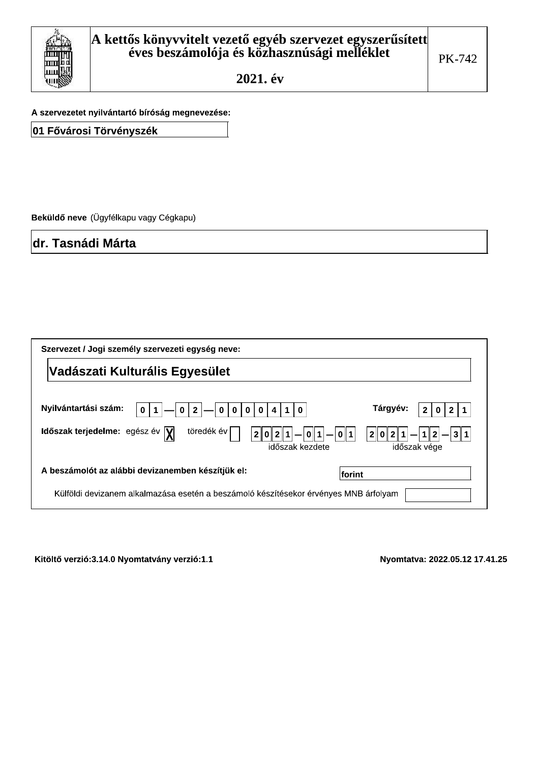# A kettős könyvvitelt vezető egyéb szervezet egyszerűsített éves beszámolója és közhasznúsági melléklet

## 2021. év

PK-742

**A szervezetet nyilvántartó bíróság megnevezése:**

01 Fővárosi Törvényszék

**Beküldő neve** (Ügyfélkapu vagy Cégkapu)

dr. Tasnádi Márta

**Szervezet / Jogi személy szervezeti egység neve:**

Vadászati Kulturális Egyesület

**Nyilvántartási szám:** 01 — 02 — 0000410

**Tárgyév:** 2021

**Időszak terjedelme:** egész év [X] töredék év [ ]

2021 — 01 — 01 (időszak kezdete) 2021 — 12 — 31 (időszak vége)

**A beszámolót az alábbi devizanemben készítjük el:** forint

Külföldi devizanem alkalmazása esetén a beszámoló készítésekor érvényes MNB árfolyam

Kitöltő verzió:3.14.0 Nyomtatvány verzió:1.1

Nyomtatva: 2022.05.12 17.41.25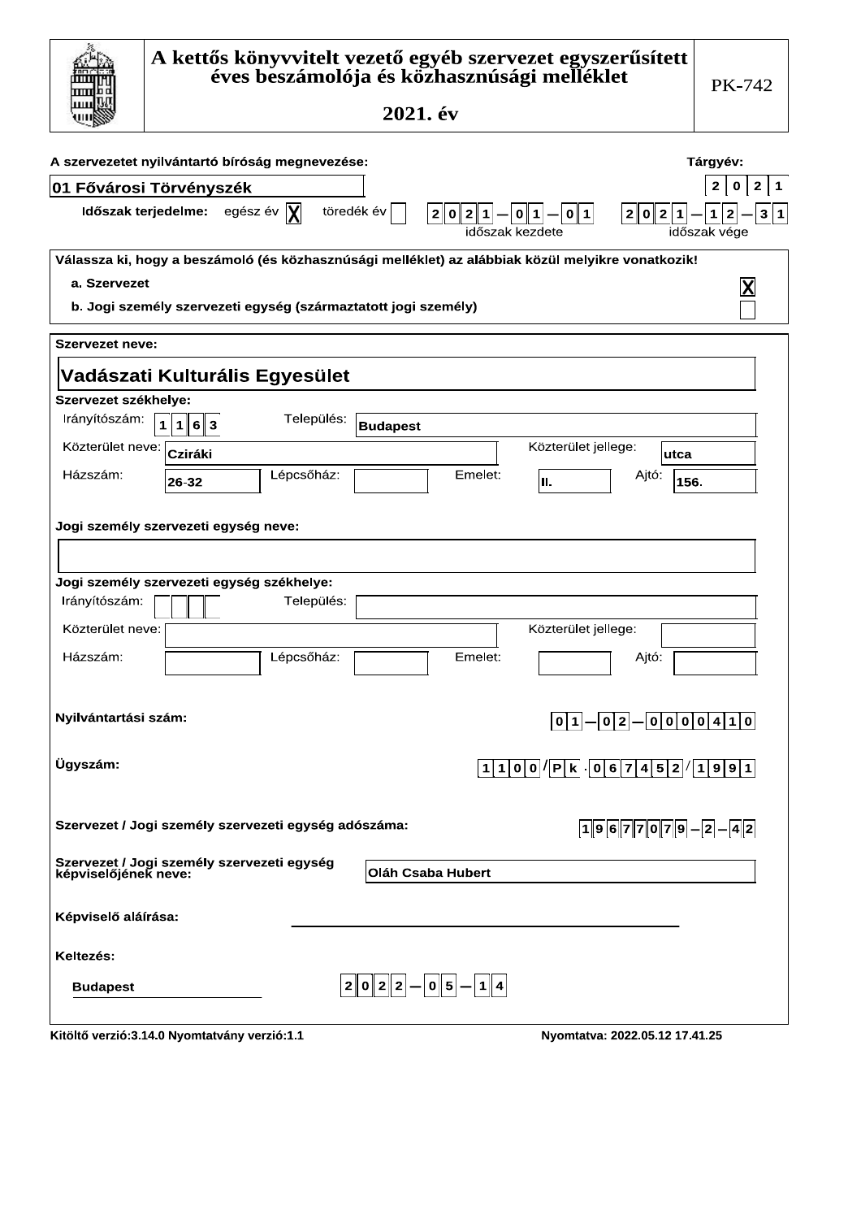# A kettős könyvvitelt vezető egyéb szervezet egyszerűsített éves beszámolója és közhasznúsági melléklet

## 2021. év

PK-742

**A szervezetet nyilvántartó bíróság megnevezése:** 01 Fővárosi Törvényszék

**Tárgyév:** 2021

**Időszak terjedelme:** egész év [X] töredék év [ ]

időszak kezdete: 2021-01-01 időszak vége: 2021-12-31

**Válassza ki, hogy a beszámoló (és közhasznúsági melléklet) az alábbiak közül melyikre vonatkozik!**

- a. Szervezet [X]
- b. Jogi személy szervezeti egység (származtatott jogi személy) [ ]

**Szervezet neve:**

**Vadászati Kulturális Egyesület**

**Szervezet székhelye:**

| | | | |
|---|---|---|---|
| Irányítószám: | 1163 | Település: | Budapest |
| Közterület neve: | Cziráki | Közterület jellege: | utca |
| Házszám: | 26-32 | Lépcsőház: | |
| Emelet: | II. | Ajtó: | 156. |

**Jogi személy szervezeti egység neve:**

**Jogi személy szervezeti egység székhelye:**

| | | | |
|---|---|---|---|
| Irányítószám: | | Település: | |
| Közterület neve: | | Közterület jellege: | |
| Házszám: | | Lépcsőház: | |
| Emelet: | | Ajtó: | |

**Nyilvántartási szám:** 01-02-0000410

**Ügyszám:** 1100/Pk.067452/1991

**Szervezet / Jogi személy szervezeti egység adószáma:** 19677079-2-42

**Szervezet / Jogi személy szervezeti egység képviselőjének neve:** Oláh Csaba Hubert

**Képviselő aláírása:** ______________________

**Keltezés:**

Budapest 2022-05-14

Kitöltő verzió:3.14.0 Nyomtatvány verzió:1.1

Nyomtatva: 2022.05.12 17.41.25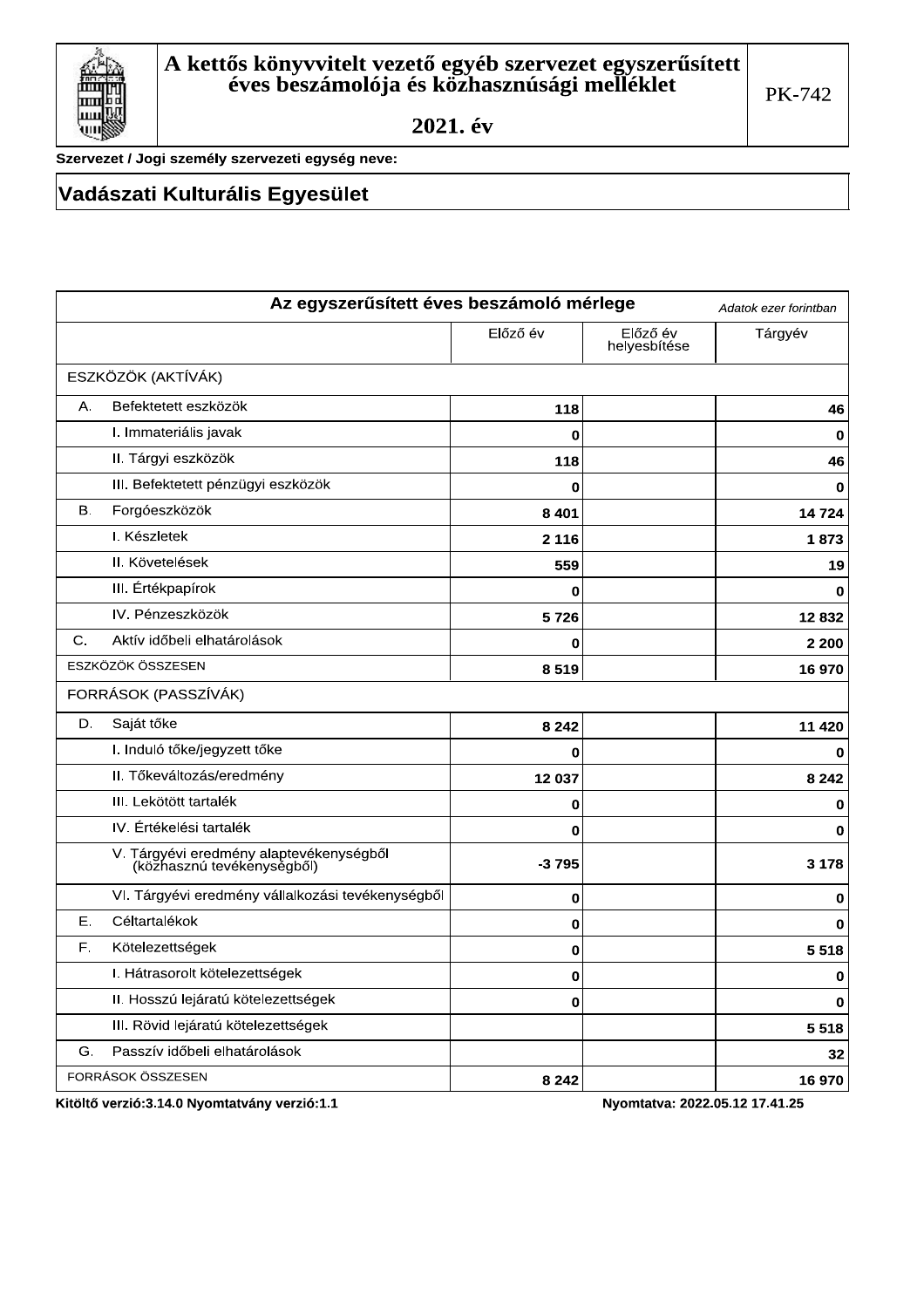# A kettős könyvvitelt vezető egyéb szervezet egyszerűsített éves beszámolója és közhasznúsági melléklet

PK-742

**2021. év**

**Szervezet / Jogi személy szervezeti egység neve:**

## Vadászati Kulturális Egyesület

### Az egyszerűsített éves beszámoló mérlege

*Adatok ezer forintban*

| | | Előző év | Előző év helyesbítése | Tárgyév |
|---|---|---|---|---|
| ESZKÖZÖK (AKTÍVÁK) | | | | |
| A. | Befektetett eszközök | 118 | | 46 |
| | I. Immateriális javak | 0 | | 0 |
| | II. Tárgyi eszközök | 118 | | 46 |
| | III. Befektetett pénzügyi eszközök | 0 | | 0 |
| B. | Forgóeszközök | 8 401 | | 14 724 |
| | I. Készletek | 2 116 | | 1 873 |
| | II. Követelések | 559 | | 19 |
| | III. Értékpapírok | 0 | | 0 |
| | IV. Pénzeszközök | 5 726 | | 12 832 |
| C. | Aktív időbeli elhatárolások | 0 | | 2 200 |
| ESZKÖZÖK ÖSSZESEN | | 8 519 | | 16 970 |
| FORRÁSOK (PASSZÍVÁK) | | | | |
| D. | Saját tőke | 8 242 | | 11 420 |
| | I. Induló tőke/jegyzett tőke | 0 | | 0 |
| | II. Tőkeváltozás/eredmény | 12 037 | | 8 242 |
| | III. Lekötött tartalék | 0 | | 0 |
| | IV. Értékelési tartalék | 0 | | 0 |
| | V. Tárgyévi eredmény alaptevékenységből (közhasznú tevékenységből) | -3 795 | | 3 178 |
| | VI. Tárgyévi eredmény vállalkozási tevékenységből | 0 | | 0 |
| E. | Céltartalékok | 0 | | 0 |
| F. | Kötelezettségek | 0 | | 5 518 |
| | I. Hátrasorolt kötelezettségek | 0 | | 0 |
| | II. Hosszú lejáratú kötelezettségek | 0 | | 0 |
| | III. Rövid lejáratú kötelezettségek | | | 5 518 |
| G. | Passzív időbeli elhatárolások | | | 32 |
| FORRÁSOK ÖSSZESEN | | 8 242 | | 16 970 |

**Kitöltő verzió:3.14.0 Nyomtatvány verzió:1.1** **Nyomtatva: 2022.05.12 17.41.25**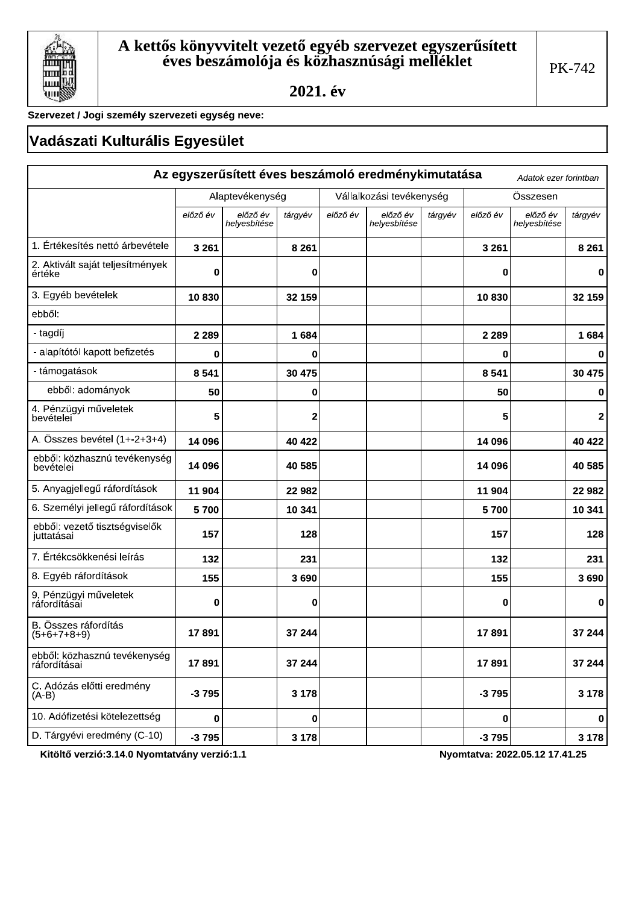# A kettős könyvvitelt vezető egyéb szervezet egyszerűsített éves beszámolója és közhasznúsági melléklet

## 2021. év

PK-742

**Szervezet / Jogi személy szervezeti egység neve:**

## Vadászati Kulturális Egyesület

### Az egyszerűsített éves beszámoló eredménykimutatása

*Adatok ezer forintban*

| | Alaptevékenység | | | Vállalkozási tevékenység | | | Összesen | | |
|---|---|---|---|---|---|---|---|---|---|
| | *előző év* | *előző év helyesbítése* | *tárgyév* | *előző év* | *előző év helyesbítése* | *tárgyév* | *előző év* | *előző év helyesbítése* | *tárgyév* |
| 1. Értékesítés nettó árbevétele | 3 261 | | 8 261 | | | | 3 261 | | 8 261 |
| 2. Aktivált saját teljesítmények értéke | 0 | | 0 | | | | 0 | | 0 |
| 3. Egyéb bevételek | 10 830 | | 32 159 | | | | 10 830 | | 32 159 |
| ebből: | | | | | | | | | |
| - tagdíj | 2 289 | | 1 684 | | | | 2 289 | | 1 684 |
| - alapítótól kapott befizetés | 0 | | 0 | | | | 0 | | 0 |
| - támogatások | 8 541 | | 30 475 | | | | 8 541 | | 30 475 |
| ebből: adományok | 50 | | 0 | | | | 50 | | 0 |
| 4. Pénzügyi műveletek bevételei | 5 | | 2 | | | | 5 | | 2 |
| A. Összes bevétel (1+-2+3+4) | 14 096 | | 40 422 | | | | 14 096 | | 40 422 |
| ebből: közhasznú tevékenység bevételei | 14 096 | | 40 585 | | | | 14 096 | | 40 585 |
| 5. Anyagjellegű ráfordítások | 11 904 | | 22 982 | | | | 11 904 | | 22 982 |
| 6. Személyi jellegű ráfordítások | 5 700 | | 10 341 | | | | 5 700 | | 10 341 |
| ebből: vezető tisztségviselők juttatásai | 157 | | 128 | | | | 157 | | 128 |
| 7. Értékcsökkenési leírás | 132 | | 231 | | | | 132 | | 231 |
| 8. Egyéb ráfordítások | 155 | | 3 690 | | | | 155 | | 3 690 |
| 9. Pénzügyi műveletek ráfordításai | 0 | | 0 | | | | 0 | | 0 |
| B. Összes ráfordítás (5+6+7+8+9) | 17 891 | | 37 244 | | | | 17 891 | | 37 244 |
| ebből: közhasznú tevékenység ráfordításai | 17 891 | | 37 244 | | | | 17 891 | | 37 244 |
| C. Adózás előtti eredmény (A-B) | -3 795 | | 3 178 | | | | -3 795 | | 3 178 |
| 10. Adófizetési kötelezettség | 0 | | 0 | | | | 0 | | 0 |
| D. Tárgyévi eredmény (C-10) | -3 795 | | 3 178 | | | | -3 795 | | 3 178 |

**Kitöltő verzió:3.14.0 Nyomtatvány verzió:1.1** **Nyomtatva: 2022.05.12 17.41.25**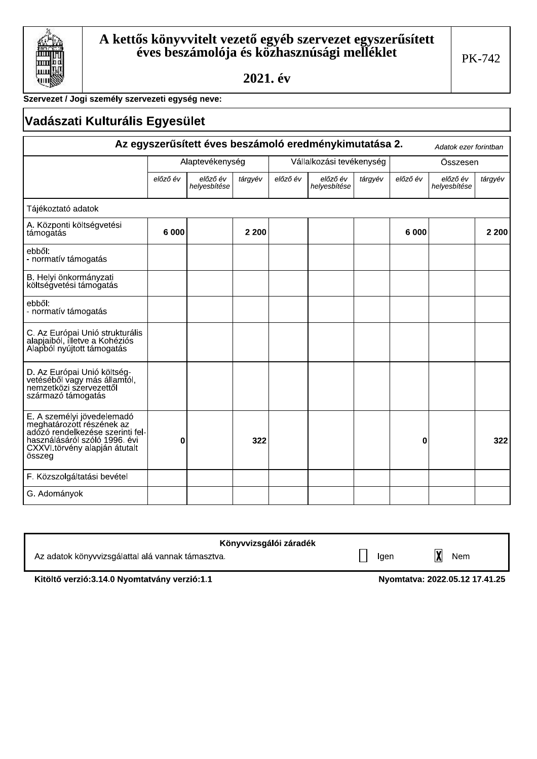# A kettős könyvvitelt vezető egyéb szervezet egyszerűsített éves beszámolója és közhasznúsági melléklet

## 2021. év

PK-742

**Szervezet / Jogi személy szervezeti egység neve:**

## Vadászati Kulturális Egyesület

### Az egyszerűsített éves beszámoló eredménykimutatása 2.

*Adatok ezer forintban*

| | Alaptevékenység | | | Vállalkozási tevékenység | | | Összesen | | |
|---|---|---|---|---|---|---|---|---|---|
| | *előző év* | *előző év helyesbítése* | *tárgyév* | *előző év* | *előző év helyesbítése* | *tárgyév* | *előző év* | *előző év helyesbítése* | *tárgyév* |
| Tájékoztató adatok | | | | | | | | | |
| A. Központi költségvetési támogatás | 6 000 | | 2 200 | | | | 6 000 | | 2 200 |
| ebből: - normatív támogatás | | | | | | | | | |
| B. Helyi önkormányzati költségvetési támogatás | | | | | | | | | |
| ebből: - normatív támogatás | | | | | | | | | |
| C. Az Európai Unió strukturális alapjaiból, illetve a Kohéziós Alapból nyújtott támogatás | | | | | | | | | |
| D. Az Európai Unió költségvetéséből vagy más államtól, nemzetközi szervezettől származó támogatás | | | | | | | | | |
| E. A személyi jövedelemadó meghatározott részének az adózó rendelkezése szerinti felhasználásáról szóló 1996. évi CXXVI.törvény alapján átutalt összeg | 0 | | 322 | | | | 0 | | 322 |
| F. Közszolgáltatási bevétel | | | | | | | | | |
| G. Adományok | | | | | | | | | |

| Könyvvizsgálói záradék | | |
|---|---|---|
| Az adatok könyvvizsgálattal alá vannak támasztva. | ☐ Igen | ☒ Nem |

**Kitöltő verzió:3.14.0 Nyomtatvány verzió:1.1** **Nyomtatva: 2022.05.12 17.41.25**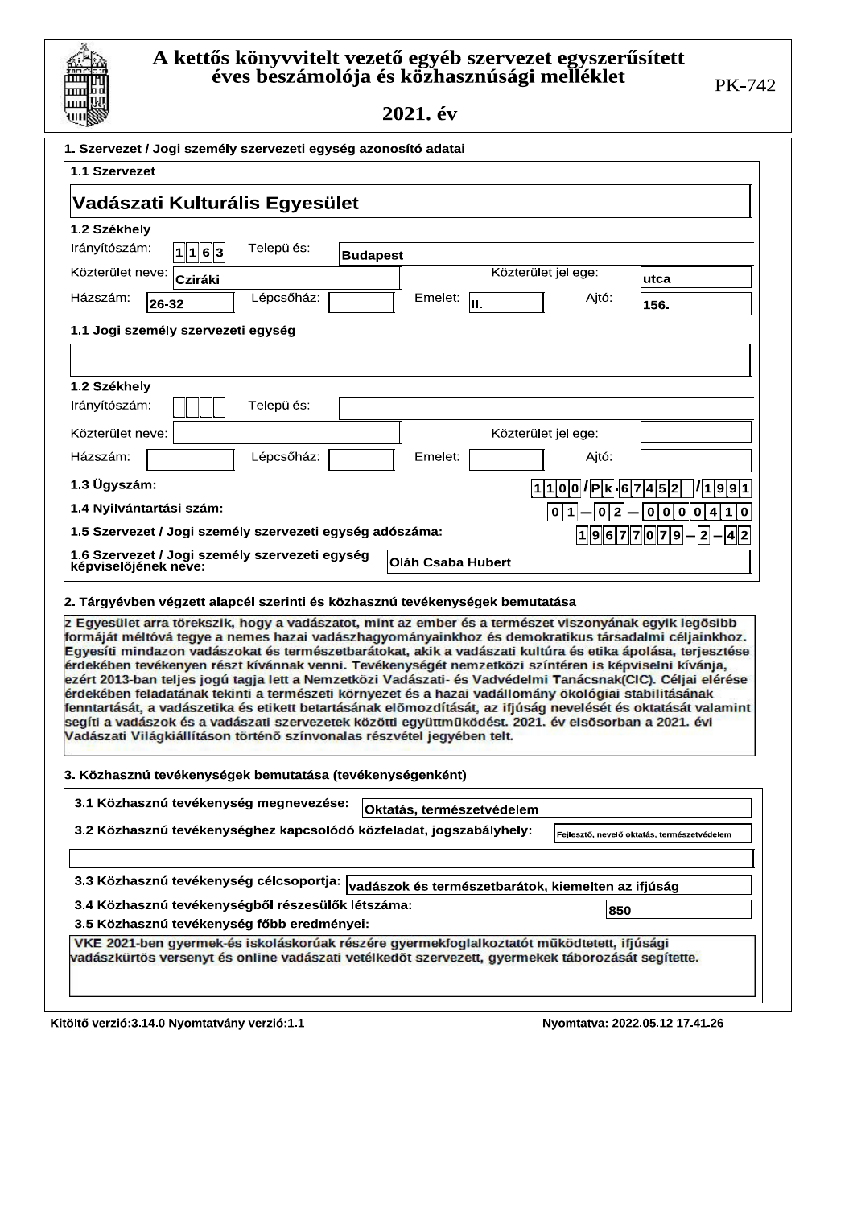# A kettős könyvvitelt vezető egyéb szervezet egyszerűsített éves beszámolója és közhasznúsági melléklet

## 2021. év

PK-742

### 1. Szervezet / Jogi személy szervezeti egység azonosító adatai

**1.1 Szervezet**

Vadászati Kulturális Egyesület

**1.2 Székhely**

| | | | | | |
|---|---|---|---|---|---|
| Irányítószám: | 1163 | Település: | Budapest | | |
| Közterület neve: | Cziráki | | | Közterület jellege: | utca |
| Házszám: | 26-32 | Lépcsőház: | | Emelet: | II. |
| Ajtó: | 156. | | | | |

**1.1 Jogi személy szervezeti egység**

**1.2 Székhely**

| | | | | | |
|---|---|---|---|---|---|
| Irányítószám: | | Település: | | | |
| Közterület neve: | | | | Közterület jellege: | |
| Házszám: | | Lépcsőház: | | Emelet: | |
| Ajtó: | | | | | |

**1.3 Ügyszám:** 1100/Pk.67452/1991

**1.4 Nyilvántartási szám:** 01-02-0000410

**1.5 Szervezet / Jogi személy szervezeti egység adószáma:** 19677079-2-42

**1.6 Szervezet / Jogi személy szervezeti egység képviselőjének neve:** Oláh Csaba Hubert

### 2. Tárgyévben végzett alapcél szerinti és közhasznú tevékenységek bemutatása

z Egyesület arra törekszik, hogy a vadászatot, mint az ember és a természet viszonyának egyik legõsibb formáját méltóvá tegye a nemes hazai vadászhagyományainkhoz és demokratikus társadalmi céljainkhoz. Egyesíti mindazon vadászokat és természetbarátokat, akik a vadászati kultúra és etika ápolása, terjesztése érdekében tevékenyen részt kívánnak venni. Tevékenységét nemzetközi színtéren is képviselni kívánja, ezért 2013-ban teljes jogú tagja lett a Nemzetközi Vadászati- és Vadvédelmi Tanácsnak(CIC). Céljai elérése érdekében feladatának tekinti a természeti környezet és a hazai vadállomány ökológiai stabilitásának fenntartását, a vadászetika és etikett betartásának elõmozdítását, az ifjúság nevelését és oktatását valamint segíti a vadászok és a vadászati szervezetek közötti együttmûködést. 2021. év elsõsorban a 2021. évi Vadászati Világkiállításon történõ színvonalas részvétel jegyében telt.

### 3. Közhasznú tevékenységek bemutatása (tevékenységenként)

**3.1 Közhasznú tevékenység megnevezése:** Oktatás, természetvédelem

**3.2 Közhasznú tevékenységhez kapcsolódó közfeladat, jogszabályhely:** Fejlesztő, nevelő oktatás, természetvédelem

**3.3 Közhasznú tevékenység célcsoportja:** vadászok és természetbarátok, kiemelten az ifjúság

**3.4 Közhasznú tevékenységből részesülők létszáma:** 850

**3.5 Közhasznú tevékenység főbb eredményei:**

VKE 2021-ben gyermek-és iskoláskorúak részére gyermekfoglalkoztatót működtetett, ifjúsági vadászkürtös versenyt és online vadászati vetélkedőt szervezett, gyermekek táborozását segítette.

Kitöltő verzió:3.14.0 Nyomtatvány verzió:1.1 Nyomtatva: 2022.05.12 17.41.26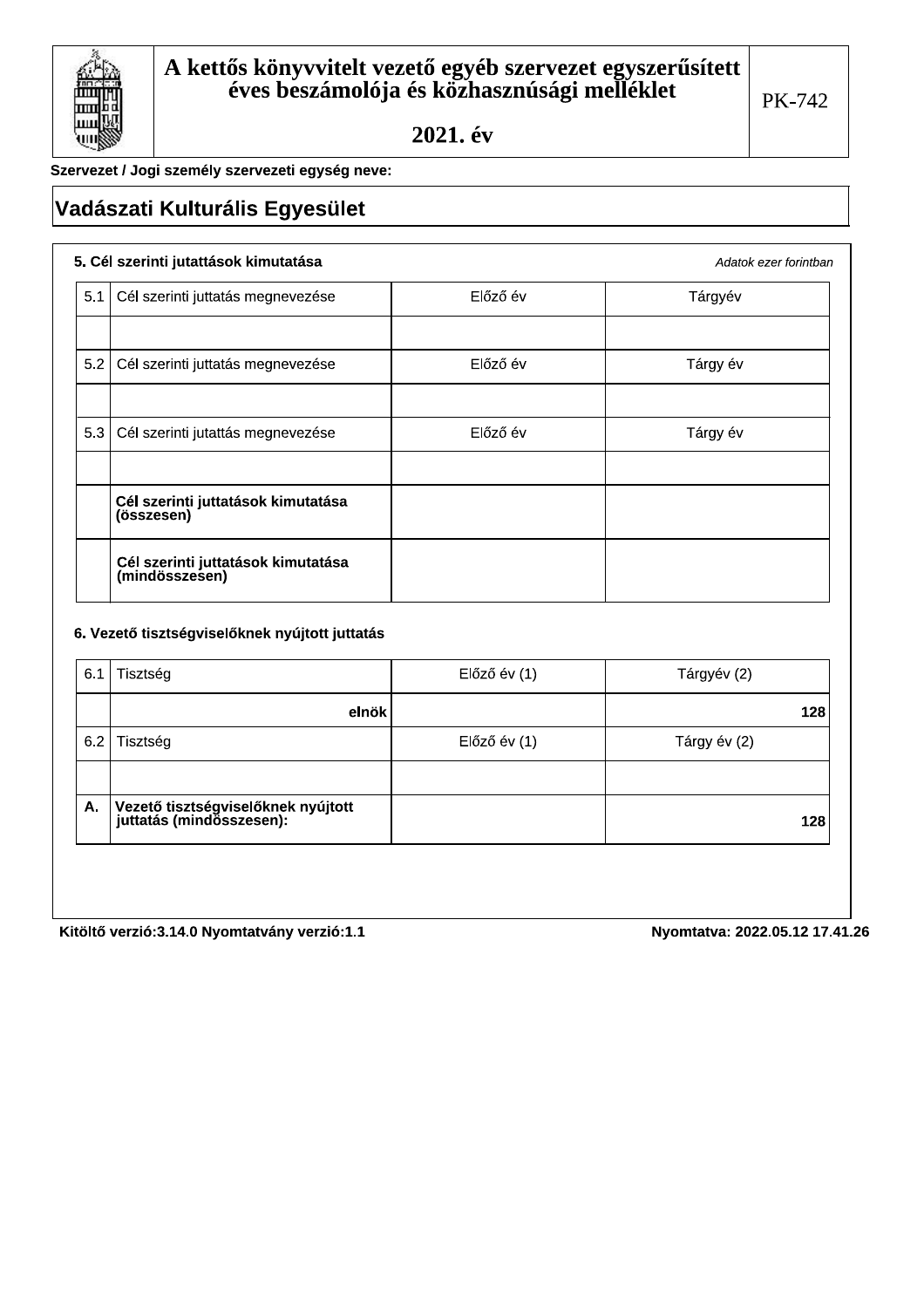# A kettős könyvvitelt vezető egyéb szervezet egyszerűsített éves beszámolója és közhasznúsági melléklet

## 2021. év

PK-742

**Szervezet / Jogi személy szervezeti egység neve:**

## Vadászati Kulturális Egyesület

### 5. Cél szerinti juttatások kimutatása

*Adatok ezer forintban*

| 5.1 | Cél szerinti juttatás megnevezése | Előző év | Tárgyév |
|---|---|---|---|
| | | | |
| **5.2** | **Cél szerinti juttatás megnevezése** | **Előző év** | **Tárgy év** |
| | | | |
| **5.3** | **Cél szerinti juttatás megnevezése** | **Előző év** | **Tárgy év** |
| | | | |
| | **Cél szerinti juttatások kimutatása (összesen)** | | |
| | **Cél szerinti juttatások kimutatása (mindösszesen)** | | |

### 6. Vezető tisztségviselőknek nyújtott juttatás

| 6.1 | Tisztség | Előző év (1) | Tárgyév (2) |
|---|---|---|---|
| | elnök | | 128 |
| **6.2** | **Tisztség** | **Előző év (1)** | **Tárgy év (2)** |
| | | | |
| **A.** | **Vezető tisztségviselőknek nyújtott juttatás (mindösszesen):** | | **128** |

Kitöltő verzió:3.14.0 Nyomtatvány verzió:1.1

Nyomtatva: 2022.05.12 17.41.26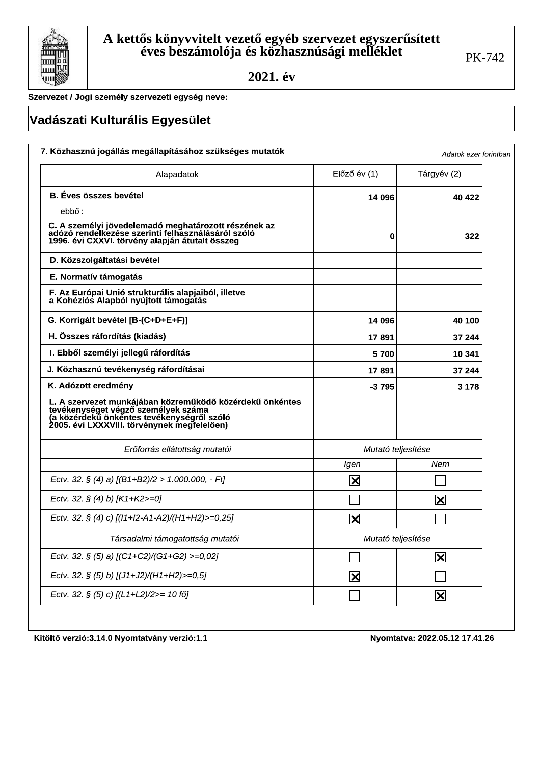# A kettős könyvvitelt vezető egyéb szervezet egyszerűsített éves beszámolója és közhasznúsági melléklet

## 2021. év

PK-742

**Szervezet / Jogi személy szervezeti egység neve:**

## Vadászati Kulturális Egyesület

### 7. Közhasznú jogállás megállapításához szükséges mutatók

*Adatok ezer forintban*

| Alapadatok | Előző év (1) | Tárgyév (2) |
|---|---|---|
| **B. Éves összes bevétel** | **14 096** | **40 422** |
| ebből: | | |
| **C. A személyi jövedelemadó meghatározott részének az adózó rendelkezése szerinti felhasználásáról szóló 1996. évi CXXVI. törvény alapján átutalt összeg** | **0** | **322** |
| **D. Közszolgáltatási bevétel** | | |
| **E. Normatív támogatás** | | |
| **F. Az Európai Unió strukturális alapjaiból, illetve a Kohéziós Alapból nyújtott támogatás** | | |
| **G. Korrigált bevétel [B-(C+D+E+F)]** | **14 096** | **40 100** |
| **H. Összes ráfordítás (kiadás)** | **17 891** | **37 244** |
| **I. Ebből személyi jellegű ráfordítás** | **5 700** | **10 341** |
| **J. Közhasznú tevékenység ráfordításai** | **17 891** | **37 244** |
| **K. Adózott eredmény** | **-3 795** | **3 178** |
| **L. A szervezet munkájában közreműködő közérdekű önkéntes tevékenységet végző személyek száma (a közérdekű önkéntes tevékenységről szóló 2005. évi LXXXVIII. törvénynek megfelelően)** | | |

| *Erőforrás ellátottság mutatói* | *Mutató teljesítése* | |
|---|---|---|
| | *Igen* | *Nem* |
| *Ectv. 32. § (4) a) [(B1+B2)/2 > 1.000.000, - Ft]* | ☒ | ☐ |
| *Ectv. 32. § (4) b) [K1+K2>=0]* | ☐ | ☒ |
| *Ectv. 32. § (4) c) [(I1+I2-A1-A2)/(H1+H2)>=0,25]* | ☒ | ☐ |
| *Társadalmi támogatottság mutatói* | *Mutató teljesítése* | |
| *Ectv. 32. § (5) a) [(C1+C2)/(G1+G2) >=0,02]* | ☐ | ☒ |
| *Ectv. 32. § (5) b) [(J1+J2)/(H1+H2)>=0,5]* | ☒ | ☐ |
| *Ectv. 32. § (5) c) [(L1+L2)/2>= 10 fő]* | ☐ | ☒ |

**Kitöltő verzió:3.14.0 Nyomtatvány verzió:1.1** **Nyomtatva: 2022.05.12 17.41.26**